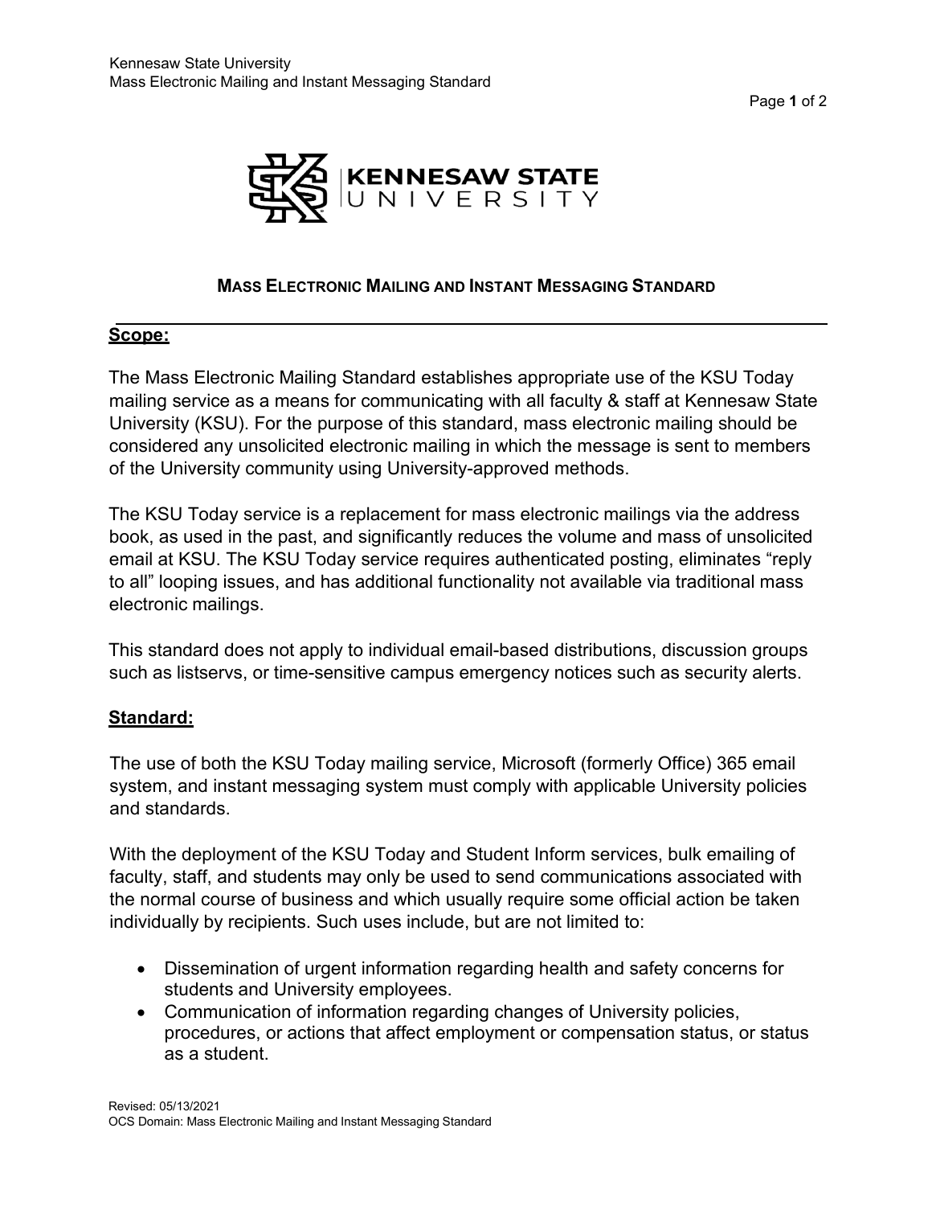# MASS ELECTRONIC MAILING AND INSTANT MESSAGING STANDARD

## Scope:

The Mass Electronic Mailing Standard establishes appropriate use of the KSU Today mailing service as a means for communicating with all faculty & staff at Kennesaw State University (KSU). For the purpose of this standard, mass electronic mailing should be considered any unsolicited electronic mailing in which the message is sent to members of the University community using University-approved methods.

The KSU Today service is a replacement for mass electronic mailings via the address book, as used in the past, and significantly reduces the volume and mass of unsolicited email at KSU. The KSU Today service requires authenticated posting, eliminates "reply to all" looping issues, and has additional functionality not available via traditional mass electronic mailings.

This standard does not apply to individual email-based distributions, discussion groups such as listservs, or time-sensitive campus emergency notices such as security alerts.

## Standard:

The use of both the KSU Today mailing service, Microsoft (formerly Office) 365 email system, and instant messaging system must comply with applicable University policies and standards.

With the deployment of the KSU Today and Student Inform services, bulk emailing of faculty, staff, and students may only be used to send communications associated with the normal course of business and which usually require some official action be taken individually by recipients. Such uses include, but are not limited to:

- Dissemination of urgent information regarding health and safety concerns for students and University employees.
- Communication of information regarding changes of University policies, procedures, or actions that affect employment or compensation status, or status as a student.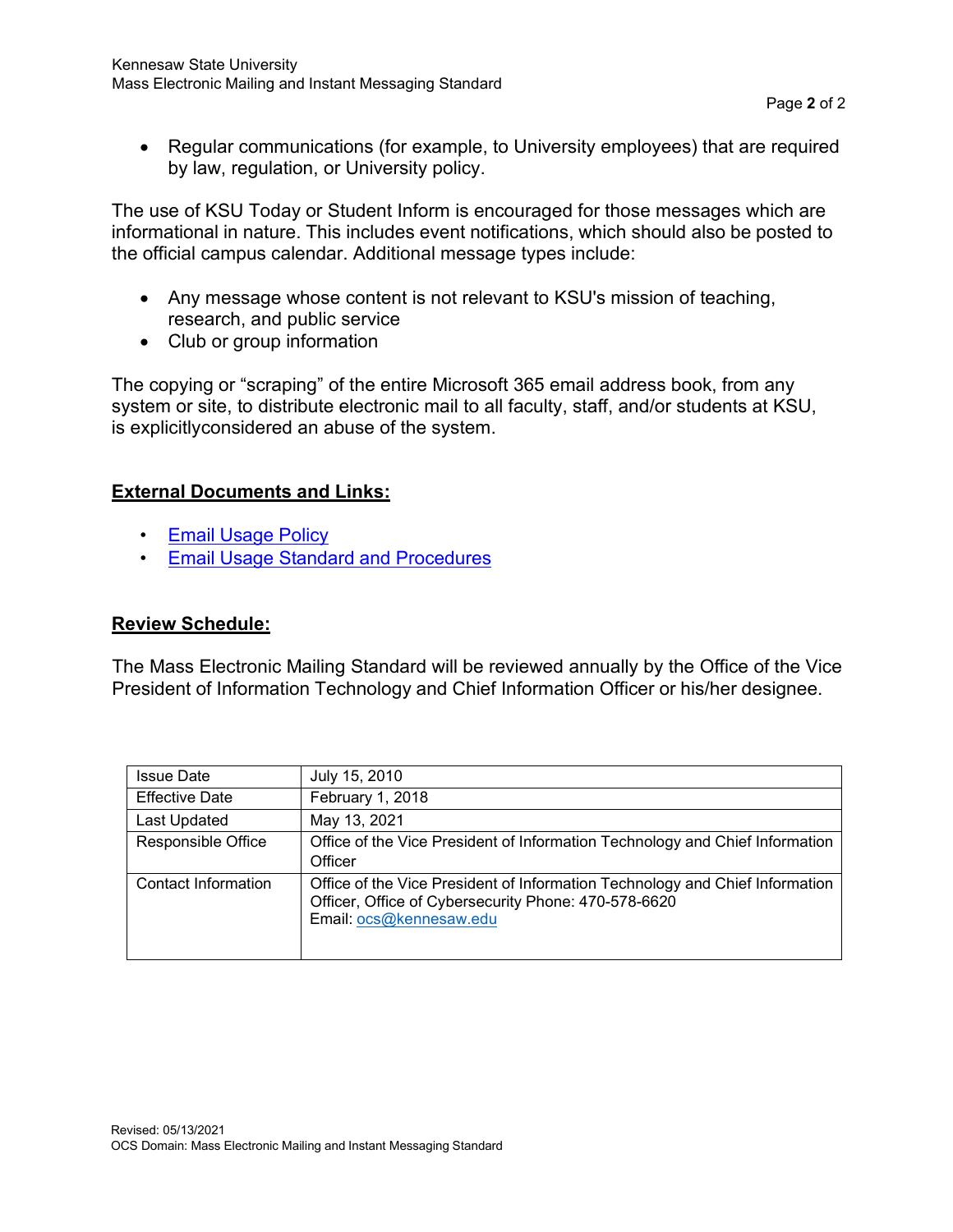- Regular communications (for example, to University employees) that are required by law, regulation, or University policy.

The use of KSU Today or Student Inform is encouraged for those messages which are informational in nature. This includes event notifications, which should also be posted to the official campus calendar. Additional message types include:

- Any message whose content is not relevant to KSU's mission of teaching, research, and public service
- Club or group information

The copying or "scraping" of the entire Microsoft 365 email address book, from any system or site, to distribute electronic mail to all faculty, staff, and/or students at KSU, is explicitlyconsidered an abuse of the system.

## External Documents and Links:

- Email Usage Policy
- Email Usage Standard and Procedures

## Review Schedule:

The Mass Electronic Mailing Standard will be reviewed annually by the Office of the Vice President of Information Technology and Chief Information Officer or his/her designee.

| | |
|---|---|
| Issue Date | July 15, 2010 |
| Effective Date | February 1, 2018 |
| Last Updated | May 13, 2021 |
| Responsible Office | Office of the Vice President of Information Technology and Chief Information Officer |
| Contact Information | Office of the Vice President of Information Technology and Chief Information Officer, Office of Cybersecurity Phone: 470-578-6620<br>Email: ocs@kennesaw.edu |

Revised: 05/13/2021
OCS Domain: Mass Electronic Mailing and Instant Messaging Standard